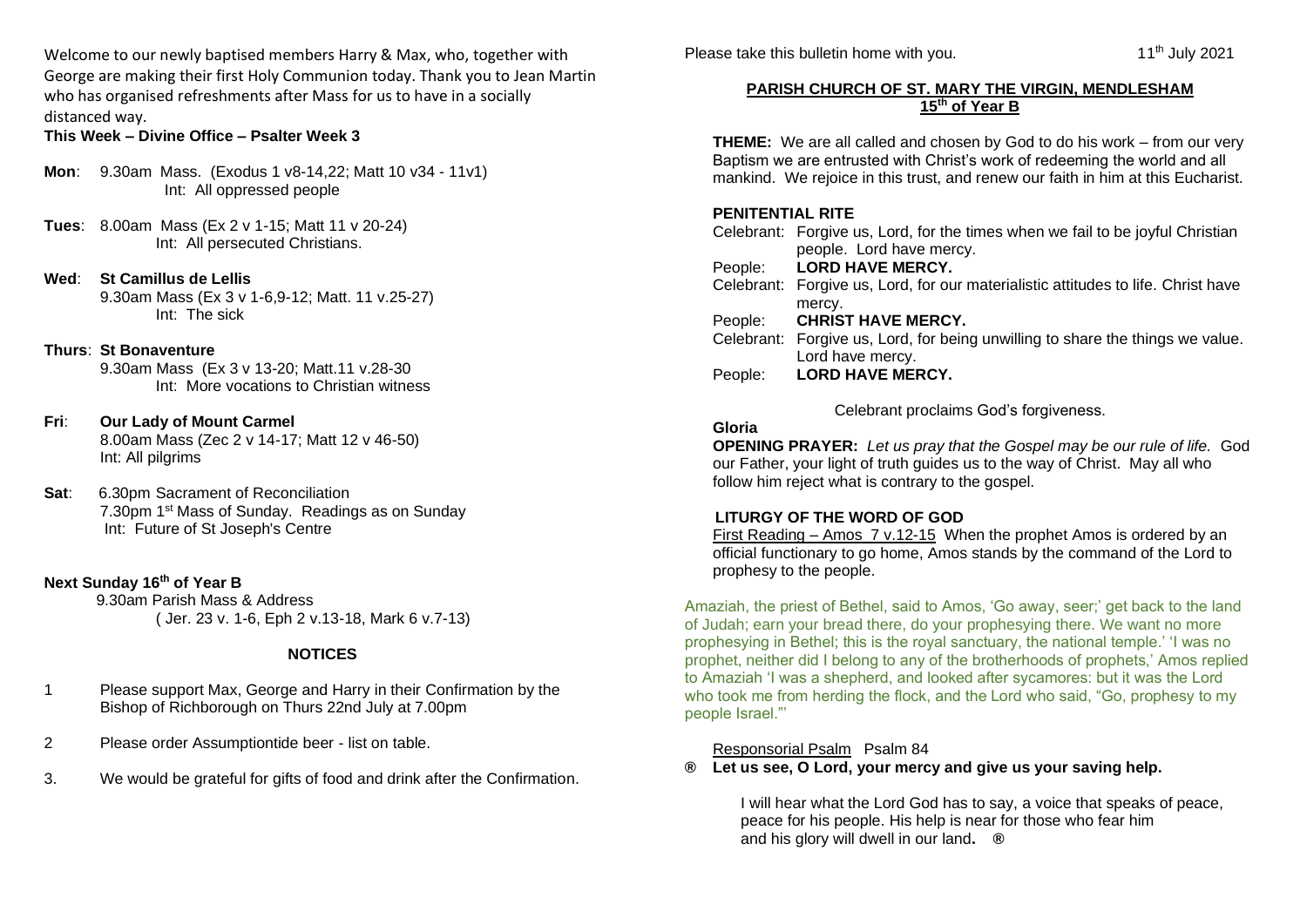Welcome to our newly baptised members Harry & Max, who, together with George are making their first Holy Communion today. Thank you to Jean Martin who has organised refreshments after Mass for us to have in a socially distanced way.

**This Week – Divine Office – Psalter Week 3**

**Mon**: 9.30am Mass. (Exodus 1 v8-14,22; Matt 10 v34 - 11v1)
Int: All oppressed people

**Tues**: 8.00am Mass (Ex 2 v 1-15; Matt 11 v 20-24)
Int: All persecuted Christians.

**Wed**: **St Camillus de Lellis**
9.30am Mass (Ex 3 v 1-6,9-12; Matt. 11 v.25-27)
Int: The sick

**Thurs**: **St Bonaventure**
9.30am Mass (Ex 3 v 13-20; Matt.11 v.28-30
Int: More vocations to Christian witness

**Fri**: **Our Lady of Mount Carmel**
8.00am Mass (Zec 2 v 14-17; Matt 12 v 46-50)
Int: All pilgrims

**Sat**: 6.30pm Sacrament of Reconciliation
7.30pm 1st Mass of Sunday. Readings as on Sunday
Int: Future of St Joseph's Centre

**Next Sunday 16th of Year B**
9.30am Parish Mass & Address
( Jer. 23 v. 1-6, Eph 2 v.13-18, Mark 6 v.7-13)

## NOTICES

1. Please support Max, George and Harry in their Confirmation by the Bishop of Richborough on Thurs 22nd July at 7.00pm
2. Please order Assumptiontide beer - list on table.
3. We would be grateful for gifts of food and drink after the Confirmation.

Please take this bulletin home with you. 11th July 2021

## PARISH CHURCH OF ST. MARY THE VIRGIN, MENDLESHAM
### 15th of Year B

**THEME:** We are all called and chosen by God to do his work – from our very Baptism we are entrusted with Christ's work of redeeming the world and all mankind. We rejoice in this trust, and renew our faith in him at this Eucharist.

**PENITENTIAL RITE**

Celebrant: Forgive us, Lord, for the times when we fail to be joyful Christian people. Lord have mercy.
People: **LORD HAVE MERCY.**
Celebrant: Forgive us, Lord, for our materialistic attitudes to life. Christ have mercy.
People: **CHRIST HAVE MERCY.**
Celebrant: Forgive us, Lord, for being unwilling to share the things we value. Lord have mercy.
People: **LORD HAVE MERCY.**

Celebrant proclaims God's forgiveness.

**Gloria**

**OPENING PRAYER:** *Let us pray that the Gospel may be our rule of life.* God our Father, your light of truth guides us to the way of Christ. May all who follow him reject what is contrary to the gospel.

**LITURGY OF THE WORD OF GOD**

First Reading – Amos 7 v.12-15 When the prophet Amos is ordered by an official functionary to go home, Amos stands by the command of the Lord to prophesy to the people.

Amaziah, the priest of Bethel, said to Amos, 'Go away, seer;' get back to the land of Judah; earn your bread there, do your prophesying there. We want no more prophesying in Bethel; this is the royal sanctuary, the national temple.' 'I was no prophet, neither did I belong to any of the brotherhoods of prophets,' Amos replied to Amaziah 'I was a shepherd, and looked after sycamores: but it was the Lord who took me from herding the flock, and the Lord who said, "Go, prophesy to my people Israel."'

Responsorial Psalm Psalm 84

**® Let us see, O Lord, your mercy and give us your saving help.**

I will hear what the Lord God has to say, a voice that speaks of peace,
peace for his people. His help is near for those who fear him
and his glory will dwell in our land**.** **®**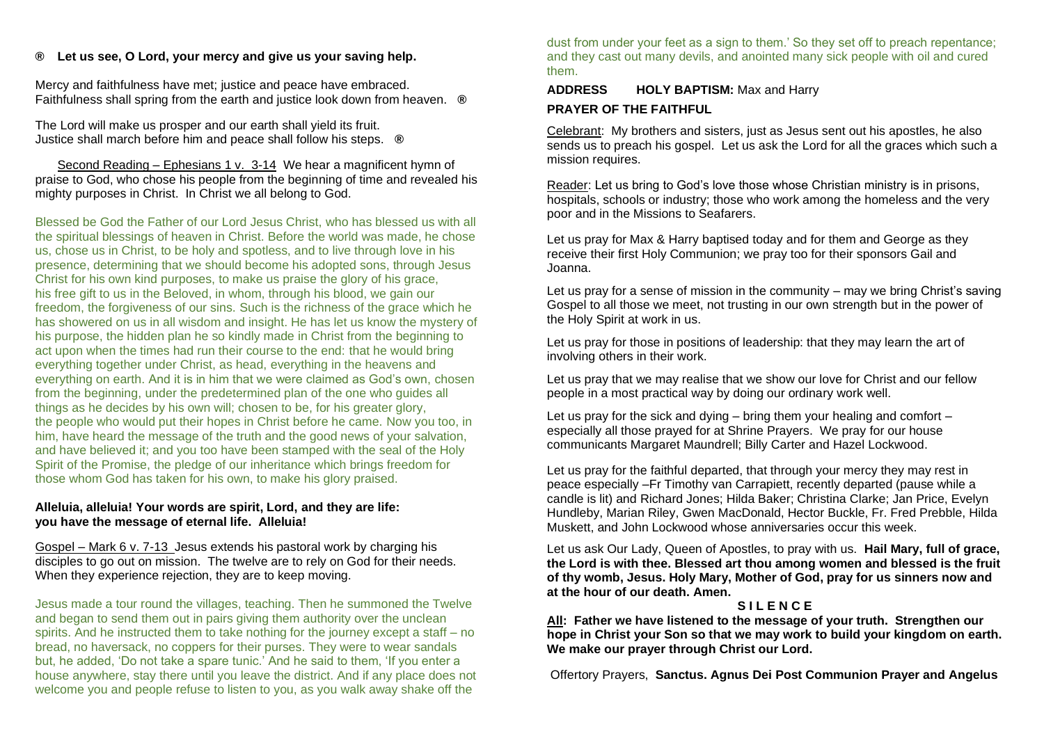**® Let us see, O Lord, your mercy and give us your saving help.**

Mercy and faithfulness have met; justice and peace have embraced.
Faithfulness shall spring from the earth and justice look down from heaven. **®**

The Lord will make us prosper and our earth shall yield its fruit.
Justice shall march before him and peace shall follow his steps. **®**

Second Reading – Ephesians 1 v. 3-14 We hear a magnificent hymn of praise to God, who chose his people from the beginning of time and revealed his mighty purposes in Christ. In Christ we all belong to God.

Blessed be God the Father of our Lord Jesus Christ, who has blessed us with all the spiritual blessings of heaven in Christ. Before the world was made, he chose us, chose us in Christ, to be holy and spotless, and to live through love in his presence, determining that we should become his adopted sons, through Jesus Christ for his own kind purposes, to make us praise the glory of his grace, his free gift to us in the Beloved, in whom, through his blood, we gain our freedom, the forgiveness of our sins. Such is the richness of the grace which he has showered on us in all wisdom and insight. He has let us know the mystery of his purpose, the hidden plan he so kindly made in Christ from the beginning to act upon when the times had run their course to the end: that he would bring everything together under Christ, as head, everything in the heavens and everything on earth. And it is in him that we were claimed as God's own, chosen from the beginning, under the predetermined plan of the one who guides all things as he decides by his own will; chosen to be, for his greater glory, the people who would put their hopes in Christ before he came. Now you too, in him, have heard the message of the truth and the good news of your salvation, and have believed it; and you too have been stamped with the seal of the Holy Spirit of the Promise, the pledge of our inheritance which brings freedom for those whom God has taken for his own, to make his glory praised.

**Alleluia, alleluia! Your words are spirit, Lord, and they are life: you have the message of eternal life. Alleluia!**

Gospel – Mark 6 v. 7-13 Jesus extends his pastoral work by charging his disciples to go out on mission. The twelve are to rely on God for their needs. When they experience rejection, they are to keep moving.

Jesus made a tour round the villages, teaching. Then he summoned the Twelve and began to send them out in pairs giving them authority over the unclean spirits. And he instructed them to take nothing for the journey except a staff – no bread, no haversack, no coppers for their purses. They were to wear sandals but, he added, 'Do not take a spare tunic.' And he said to them, 'If you enter a house anywhere, stay there until you leave the district. And if any place does not welcome you and people refuse to listen to you, as you walk away shake off the dust from under your feet as a sign to them.' So they set off to preach repentance; and they cast out many devils, and anointed many sick people with oil and cured them.

**ADDRESS HOLY BAPTISM:** Max and Harry

**PRAYER OF THE FAITHFUL**

Celebrant: My brothers and sisters, just as Jesus sent out his apostles, he also sends us to preach his gospel. Let us ask the Lord for all the graces which such a mission requires.

Reader: Let us bring to God's love those whose Christian ministry is in prisons, hospitals, schools or industry; those who work among the homeless and the very poor and in the Missions to Seafarers.

Let us pray for Max & Harry baptised today and for them and George as they receive their first Holy Communion; we pray too for their sponsors Gail and Joanna.

Let us pray for a sense of mission in the community – may we bring Christ's saving Gospel to all those we meet, not trusting in our own strength but in the power of the Holy Spirit at work in us.

Let us pray for those in positions of leadership: that they may learn the art of involving others in their work.

Let us pray that we may realise that we show our love for Christ and our fellow people in a most practical way by doing our ordinary work well.

Let us pray for the sick and dying – bring them your healing and comfort – especially all those prayed for at Shrine Prayers. We pray for our house communicants Margaret Maundrell; Billy Carter and Hazel Lockwood.

Let us pray for the faithful departed, that through your mercy they may rest in peace especially –Fr Timothy van Carrapiett, recently departed (pause while a candle is lit) and Richard Jones; Hilda Baker; Christina Clarke; Jan Price, Evelyn Hundleby, Marian Riley, Gwen MacDonald, Hector Buckle, Fr. Fred Prebble, Hilda Muskett, and John Lockwood whose anniversaries occur this week.

Let us ask Our Lady, Queen of Apostles, to pray with us. **Hail Mary, full of grace, the Lord is with thee. Blessed art thou among women and blessed is the fruit of thy womb, Jesus. Holy Mary, Mother of God, pray for us sinners now and at the hour of our death. Amen.**

**S I L E N C E**

**All: Father we have listened to the message of your truth. Strengthen our hope in Christ your Son so that we may work to build your kingdom on earth. We make our prayer through Christ our Lord.**

Offertory Prayers, **Sanctus. Agnus Dei Post Communion Prayer and Angelus**